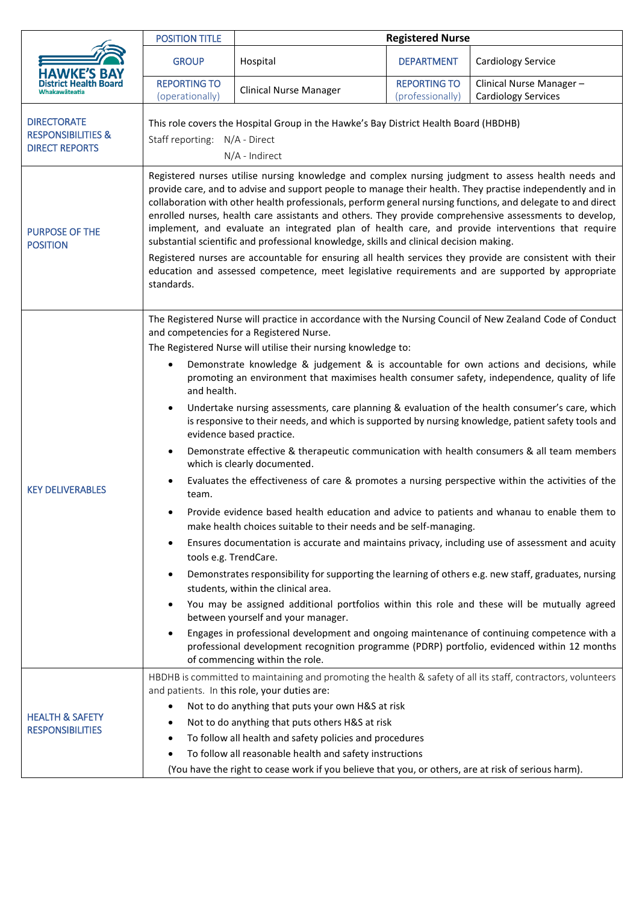| HAWKE'S BAY District Health Board Whakawāteatia | POSITION TITLE | Registered Nurse | | |
|---|---|---|---|---|
| | GROUP | Hospital | DEPARTMENT | Cardiology Service |
| | REPORTING TO (operationally) | Clinical Nurse Manager | REPORTING TO (professionally) | Clinical Nurse Manager – Cardiology Services |

| | |
|---|---|
| DIRECTORATE RESPONSIBILITIES & DIRECT REPORTS | This role covers the Hospital Group in the Hawke's Bay District Health Board (HBDHB)<br>Staff reporting: N/A - Direct<br>N/A - Indirect |
| PURPOSE OF THE POSITION | Registered nurses utilise nursing knowledge and complex nursing judgment to assess health needs and provide care, and to advise and support people to manage their health. They practise independently and in collaboration with other health professionals, perform general nursing functions, and delegate to and direct enrolled nurses, health care assistants and others. They provide comprehensive assessments to develop, implement, and evaluate an integrated plan of health care, and provide interventions that require substantial scientific and professional knowledge, skills and clinical decision making.<br>Registered nurses are accountable for ensuring all health services they provide are consistent with their education and assessed competence, meet legislative requirements and are supported by appropriate standards. |
| KEY DELIVERABLES | The Registered Nurse will practice in accordance with the Nursing Council of New Zealand Code of Conduct and competencies for a Registered Nurse.<br>The Registered Nurse will utilise their nursing knowledge to:<br>• Demonstrate knowledge & judgement & is accountable for own actions and decisions, while promoting an environment that maximises health consumer safety, independence, quality of life and health.<br>• Undertake nursing assessments, care planning & evaluation of the health consumer's care, which is responsive to their needs, and which is supported by nursing knowledge, patient safety tools and evidence based practice.<br>• Demonstrate effective & therapeutic communication with health consumers & all team members which is clearly documented.<br>• Evaluates the effectiveness of care & promotes a nursing perspective within the activities of the team.<br>• Provide evidence based health education and advice to patients and whanau to enable them to make health choices suitable to their needs and be self-managing.<br>• Ensures documentation is accurate and maintains privacy, including use of assessment and acuity tools e.g. TrendCare.<br>• Demonstrates responsibility for supporting the learning of others e.g. new staff, graduates, nursing students, within the clinical area.<br>• You may be assigned additional portfolios within this role and these will be mutually agreed between yourself and your manager.<br>• Engages in professional development and ongoing maintenance of continuing competence with a professional development recognition programme (PDRP) portfolio, evidenced within 12 months of commencing within the role. |
| HEALTH & SAFETY RESPONSIBILITIES | HBDHB is committed to maintaining and promoting the health & safety of all its staff, contractors, volunteers and patients. In this role, your duties are:<br>• Not to do anything that puts your own H&S at risk<br>• Not to do anything that puts others H&S at risk<br>• To follow all health and safety policies and procedures<br>• To follow all reasonable health and safety instructions<br>(You have the right to cease work if you believe that you, or others, are at risk of serious harm). |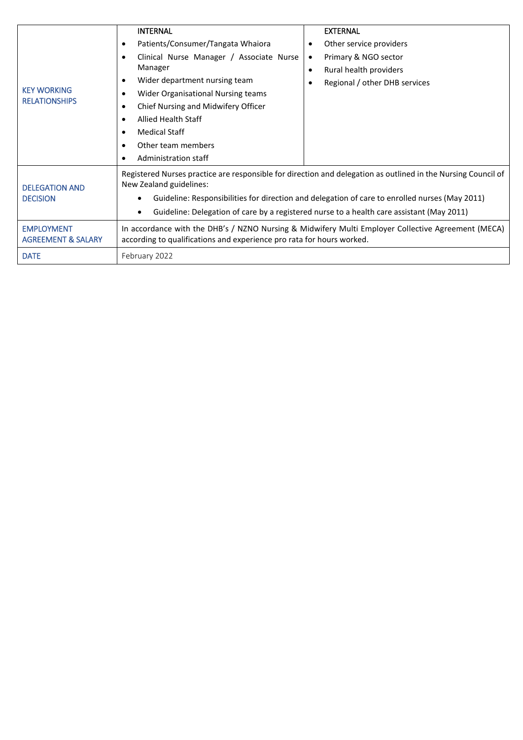| | | |
|---|---|---|
| KEY WORKING RELATIONSHIPS | INTERNAL<br>• Patients/Consumer/Tangata Whaiora<br>• Clinical Nurse Manager / Associate Nurse Manager<br>• Wider department nursing team<br>• Wider Organisational Nursing teams<br>• Chief Nursing and Midwifery Officer<br>• Allied Health Staff<br>• Medical Staff<br>• Other team members<br>• Administration staff | EXTERNAL<br>• Other service providers<br>• Primary & NGO sector<br>• Rural health providers<br>• Regional / other DHB services |
| DELEGATION AND DECISION | Registered Nurses practice are responsible for direction and delegation as outlined in the Nursing Council of New Zealand guidelines:<br>• Guideline: Responsibilities for direction and delegation of care to enrolled nurses (May 2011)<br>• Guideline: Delegation of care by a registered nurse to a health care assistant (May 2011) | |
| EMPLOYMENT AGREEMENT & SALARY | In accordance with the DHB's / NZNO Nursing & Midwifery Multi Employer Collective Agreement (MECA) according to qualifications and experience pro rata for hours worked. | |
| DATE | February 2022 | |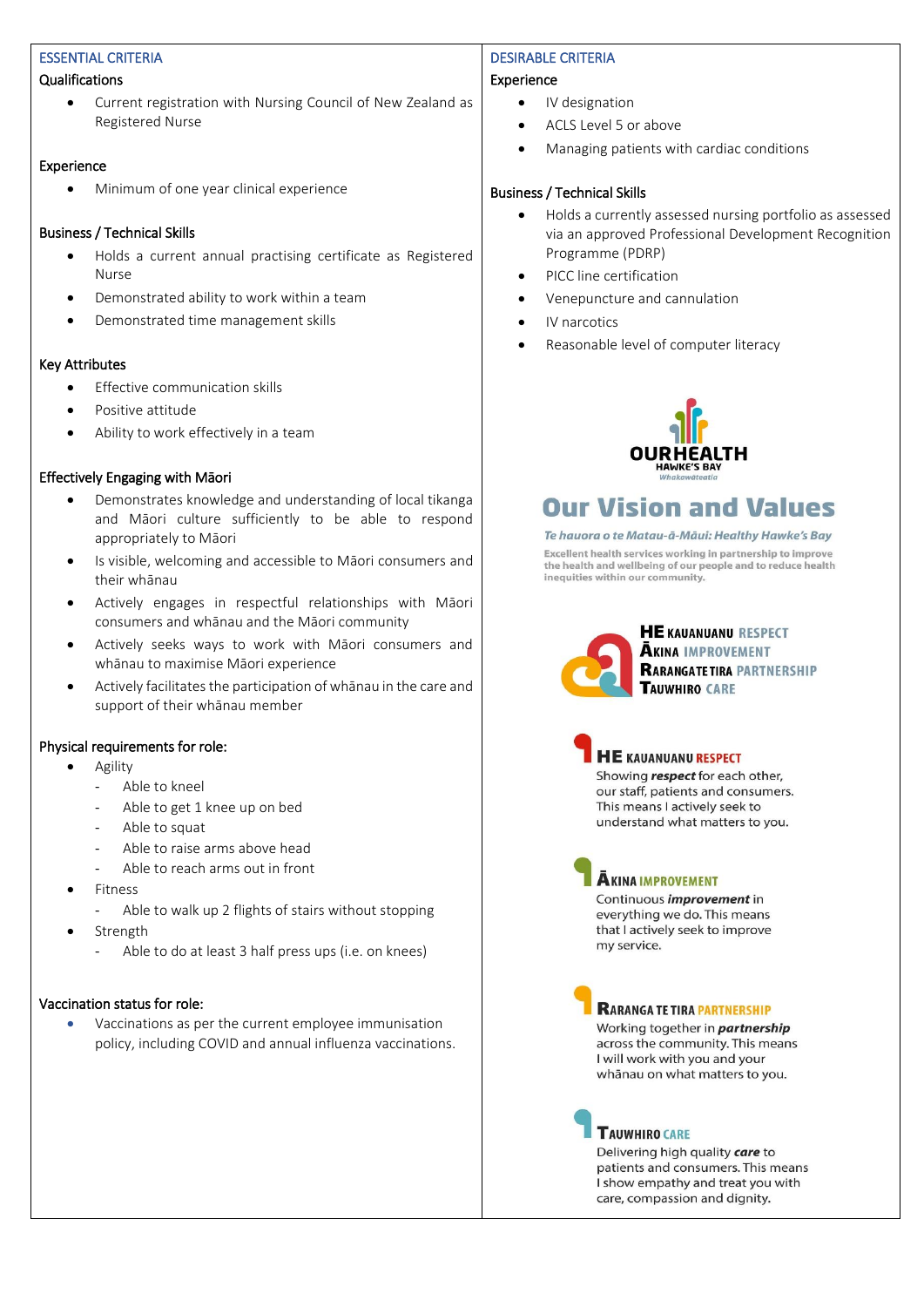## ESSENTIAL CRITERIA

### Qualifications

- Current registration with Nursing Council of New Zealand as Registered Nurse

### Experience

- Minimum of one year clinical experience

### Business / Technical Skills

- Holds a current annual practising certificate as Registered Nurse
- Demonstrated ability to work within a team
- Demonstrated time management skills

### Key Attributes

- Effective communication skills
- Positive attitude
- Ability to work effectively in a team

### Effectively Engaging with Māori

- Demonstrates knowledge and understanding of local tikanga and Māori culture sufficiently to be able to respond appropriately to Māori
- Is visible, welcoming and accessible to Māori consumers and their whānau
- Actively engages in respectful relationships with Māori consumers and whānau and the Māori community
- Actively seeks ways to work with Māori consumers and whānau to maximise Māori experience
- Actively facilitates the participation of whānau in the care and support of their whānau member

### Physical requirements for role:

- Agility
  - Able to kneel
  - Able to get 1 knee up on bed
  - Able to squat
  - Able to raise arms above head
  - Able to reach arms out in front
- Fitness
  - Able to walk up 2 flights of stairs without stopping
- Strength
  - Able to do at least 3 half press ups (i.e. on knees)

### Vaccination status for role:

- Vaccinations as per the current employee immunisation policy, including COVID and annual influenza vaccinations.

## DESIRABLE CRITERIA

### Experience

- IV designation
- ACLS Level 5 or above
- Managing patients with cardiac conditions

### Business / Technical Skills

- Holds a currently assessed nursing portfolio as assessed via an approved Professional Development Recognition Programme (PDRP)
- PICC line certification
- Venepuncture and cannulation
- IV narcotics
- Reasonable level of computer literacy

OURHEALTH
HAWKE'S BAY
Whakawāteatia

## Our Vision and Values

*Te hauora o te Matau-ā-Māui: Healthy Hawke's Bay*

Excellent health services working in partnership to improve the health and wellbeing of our people and to reduce health inequities within our community.

HE KAUANUANU RESPECT
ĀKINA IMPROVEMENT
RARANGA TE TIRA PARTNERSHIP
TAUWHIRO CARE

**HE KAUANUANU RESPECT**
Showing ***respect*** for each other, our staff, patients and consumers. This means I actively seek to understand what matters to you.

**ĀKINA IMPROVEMENT**
Continuous ***improvement*** in everything we do. This means that I actively seek to improve my service.

**RARANGA TE TIRA PARTNERSHIP**
Working together in ***partnership*** across the community. This means I will work with you and your whānau on what matters to you.

**TAUWHIRO CARE**
Delivering high quality ***care*** to patients and consumers. This means I show empathy and treat you with care, compassion and dignity.